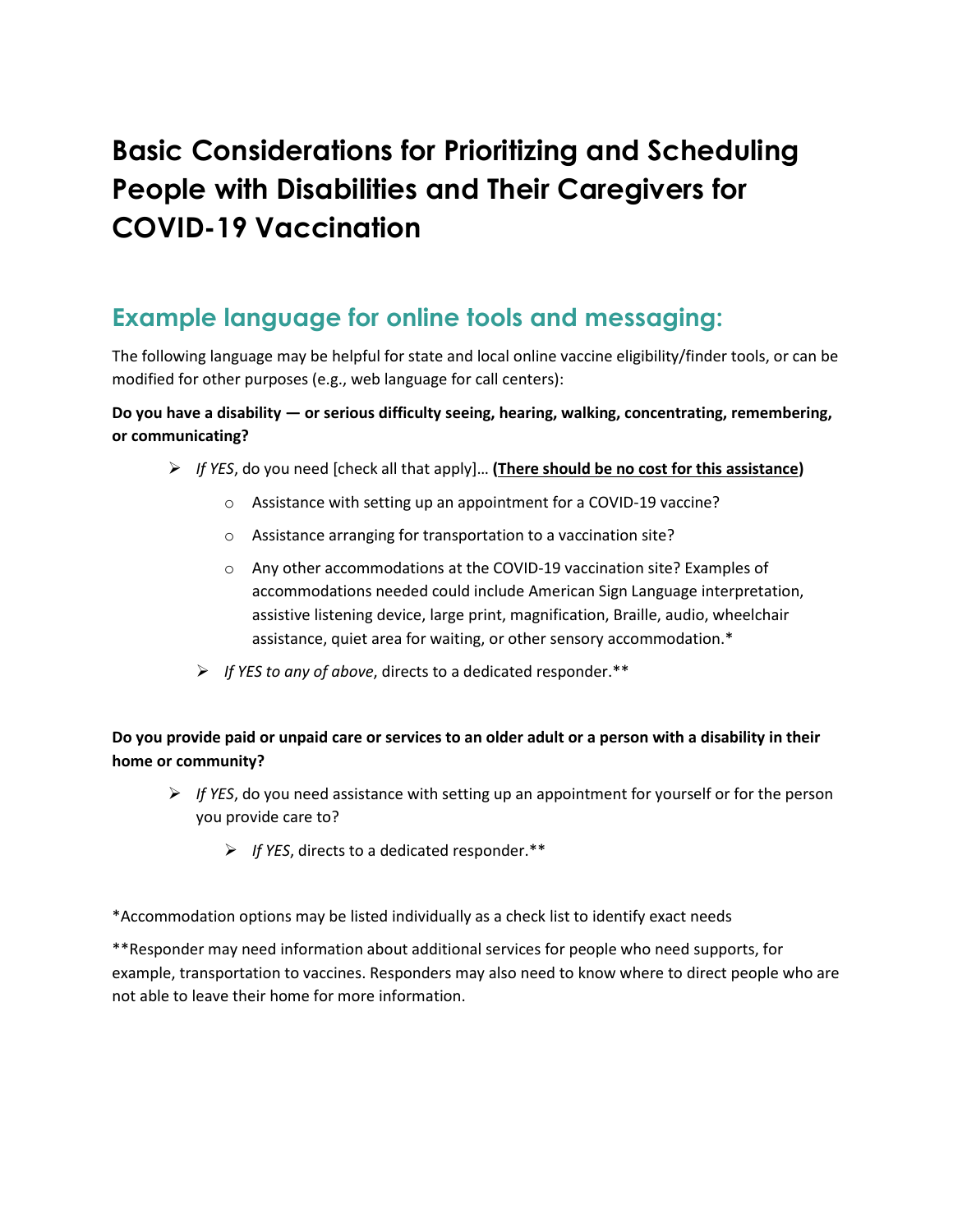# Basic Considerations for Prioritizing and Scheduling People with Disabilities and Their Caregivers for COVID-19 Vaccination

## Example language for online tools and messaging:

The following language may be helpful for state and local online vaccine eligibility/finder tools, or can be modified for other purposes (e.g., web language for call centers):

**Do you have a disability — or serious difficulty seeing, hearing, walking, concentrating, remembering, or communicating?**

- *If YES*, do you need [check all that apply]… **(<u>There should be no cost for this assistance</u>)**
  - Assistance with setting up an appointment for a COVID-19 vaccine?
  - Assistance arranging for transportation to a vaccination site?
  - Any other accommodations at the COVID-19 vaccination site? Examples of accommodations needed could include American Sign Language interpretation, assistive listening device, large print, magnification, Braille, audio, wheelchair assistance, quiet area for waiting, or other sensory accommodation.*
- *If YES to any of above*, directs to a dedicated responder.**

**Do you provide paid or unpaid care or services to an older adult or a person with a disability in their home or community?**

- *If YES*, do you need assistance with setting up an appointment for yourself or for the person you provide care to?
  - *If YES*, directs to a dedicated responder.**

*Accommodation options may be listed individually as a check list to identify exact needs

**Responder may need information about additional services for people who need supports, for example, transportation to vaccines. Responders may also need to know where to direct people who are not able to leave their home for more information.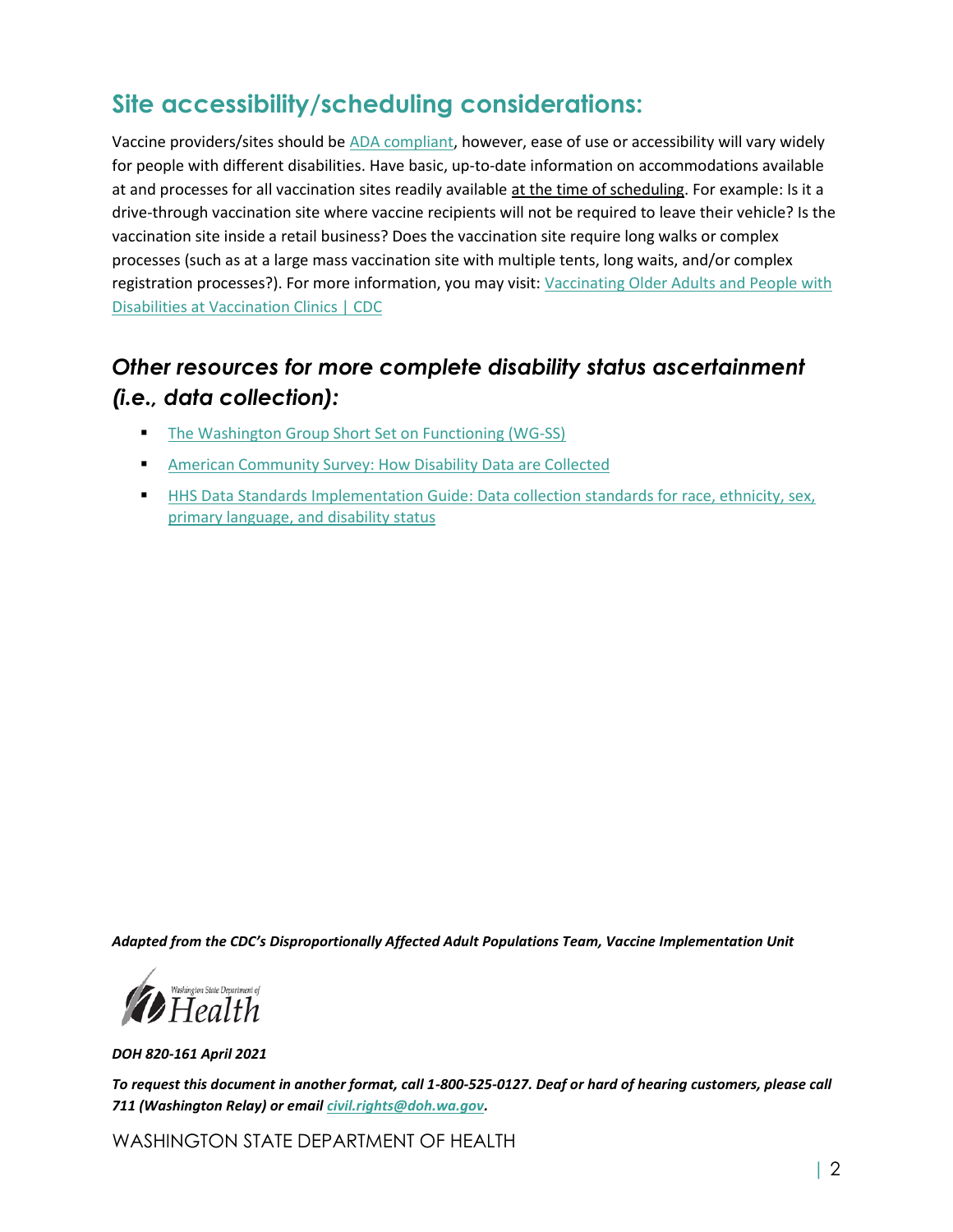## Site accessibility/scheduling considerations:

Vaccine providers/sites should be ADA compliant, however, ease of use or accessibility will vary widely for people with different disabilities. Have basic, up-to-date information on accommodations available at and processes for all vaccination sites readily available at the time of scheduling. For example: Is it a drive-through vaccination site where vaccine recipients will not be required to leave their vehicle? Is the vaccination site inside a retail business? Does the vaccination site require long walks or complex processes (such as at a large mass vaccination site with multiple tents, long waits, and/or complex registration processes?). For more information, you may visit: Vaccinating Older Adults and People with Disabilities at Vaccination Clinics | CDC

### *Other resources for more complete disability status ascertainment (i.e., data collection):*

- The Washington Group Short Set on Functioning (WG-SS)
- American Community Survey: How Disability Data are Collected
- HHS Data Standards Implementation Guide: Data collection standards for race, ethnicity, sex, primary language, and disability status

***Adapted from the CDC's Disproportionally Affected Adult Populations Team, Vaccine Implementation Unit***

Washington State Department of Health

***DOH 820-161 April 2021***

***To request this document in another format, call 1-800-525-0127. Deaf or hard of hearing customers, please call 711 (Washington Relay) or email civil.rights@doh.wa.gov.***

WASHINGTON STATE DEPARTMENT OF HEALTH